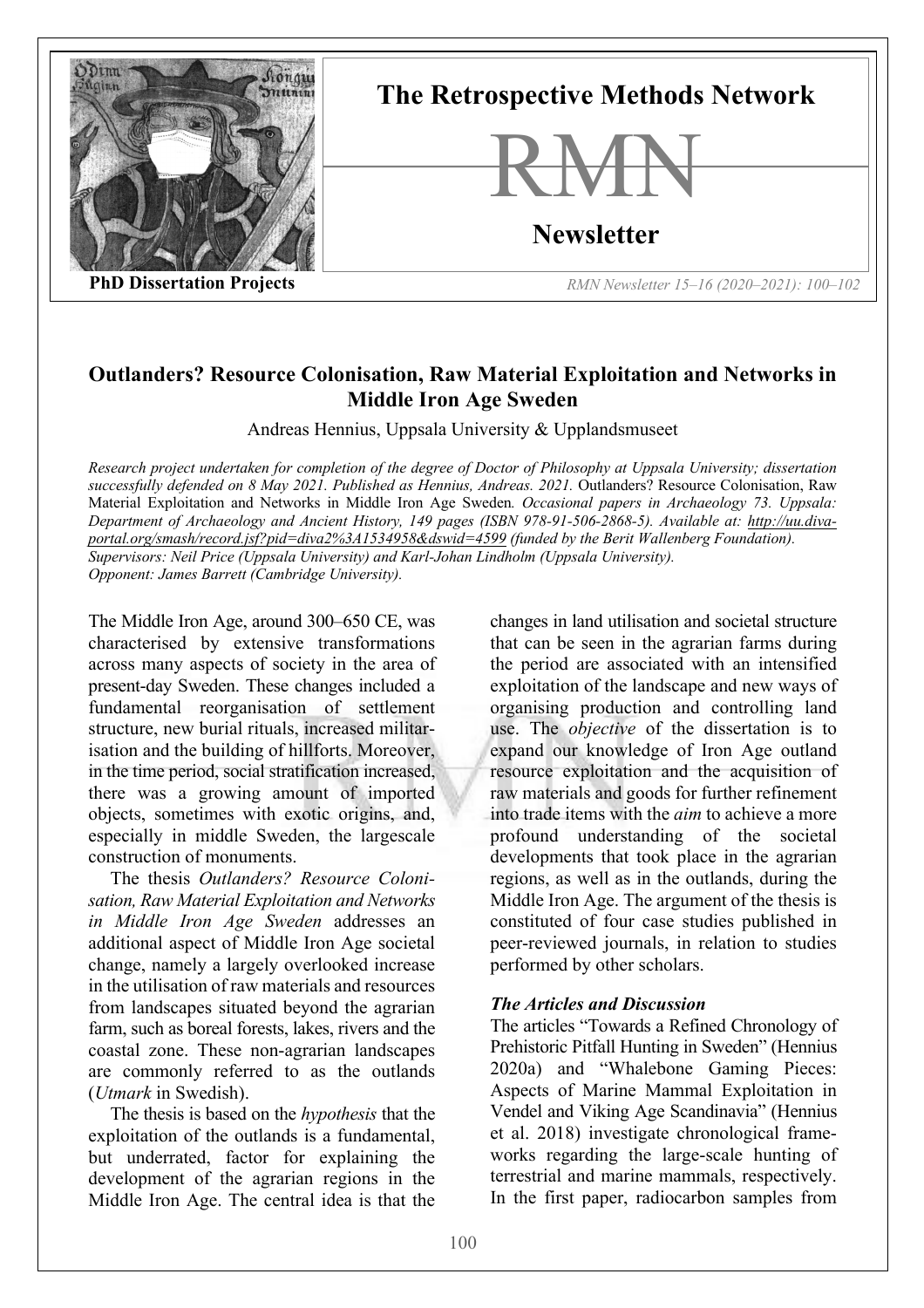**PhD Dissertation Projects**

# Outlanders? Resource Colonisation, Raw Material Exploitation and Networks in Middle Iron Age Sweden

Andreas Hennius, Uppsala University & Upplandsmuseet

*Research project undertaken for completion of the degree of Doctor of Philosophy at Uppsala University; dissertation successfully defended on 8 May 2021. Published as Hennius, Andreas. 2021.* Outlanders? Resource Colonisation, Raw Material Exploitation and Networks in Middle Iron Age Sweden*. Occasional papers in Archaeology 73. Uppsala: Department of Archaeology and Ancient History, 149 pages (ISBN 978-91-506-2868-5). Available at: http://uu.diva-portal.org/smash/record.jsf?pid=diva2%3A1534958&dswid=4599 (funded by the Berit Wallenberg Foundation).*
*Supervisors: Neil Price (Uppsala University) and Karl-Johan Lindholm (Uppsala University).*
*Opponent: James Barrett (Cambridge University).*

The Middle Iron Age, around 300–650 CE, was characterised by extensive transformations across many aspects of society in the area of present-day Sweden. These changes included a fundamental reorganisation of settlement structure, new burial rituals, increased militarisation and the building of hillforts. Moreover, in the time period, social stratification increased, there was a growing amount of imported objects, sometimes with exotic origins, and, especially in middle Sweden, the largescale construction of monuments.

The thesis *Outlanders? Resource Colonisation, Raw Material Exploitation and Networks in Middle Iron Age Sweden* addresses an additional aspect of Middle Iron Age societal change, namely a largely overlooked increase in the utilisation of raw materials and resources from landscapes situated beyond the agrarian farm, such as boreal forests, lakes, rivers and the coastal zone. These non-agrarian landscapes are commonly referred to as the outlands (*Utmark* in Swedish).

The thesis is based on the *hypothesis* that the exploitation of the outlands is a fundamental, but underrated, factor for explaining the development of the agrarian regions in the Middle Iron Age. The central idea is that the changes in land utilisation and societal structure that can be seen in the agrarian farms during the period are associated with an intensified exploitation of the landscape and new ways of organising production and controlling land use. The *objective* of the dissertation is to expand our knowledge of Iron Age outland resource exploitation and the acquisition of raw materials and goods for further refinement into trade items with the *aim* to achieve a more profound understanding of the societal developments that took place in the agrarian regions, as well as in the outlands, during the Middle Iron Age. The argument of the thesis is constituted of four case studies published in peer-reviewed journals, in relation to studies performed by other scholars.

### *The Articles and Discussion*

The articles "Towards a Refined Chronology of Prehistoric Pitfall Hunting in Sweden" (Hennius 2020a) and "Whalebone Gaming Pieces: Aspects of Marine Mammal Exploitation in Vendel and Viking Age Scandinavia" (Hennius et al. 2018) investigate chronological frameworks regarding the large-scale hunting of terrestrial and marine mammals, respectively. In the first paper, radiocarbon samples from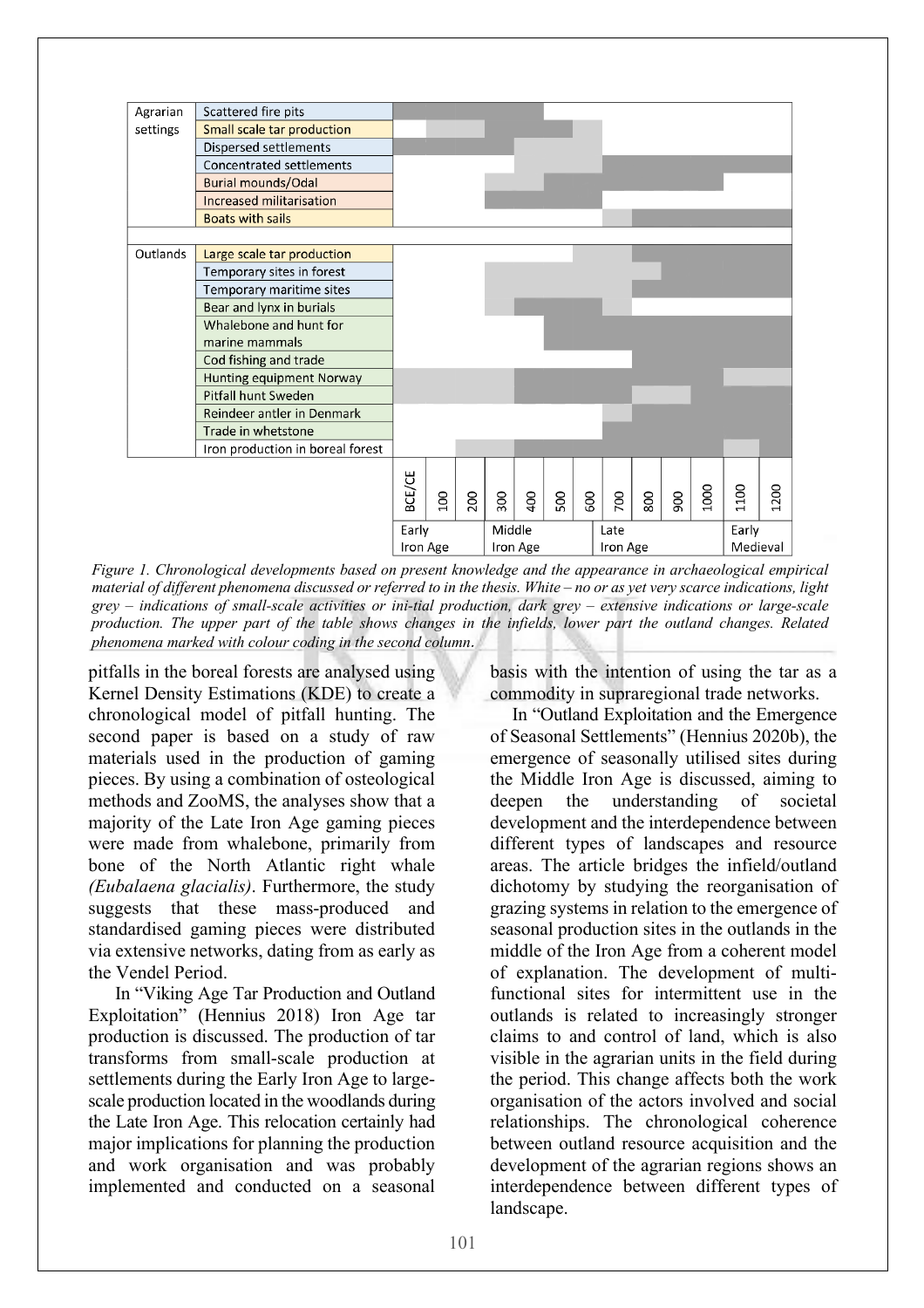| Setting | Phenomenon |
|---|---|
| Agrarian settings | Scattered fire pits |
| | Small scale tar production |
| | Dispersed settlements |
| | Concentrated settlements |
| | Burial mounds/Odal |
| | Increased militarisation |
| | Boats with sails |
| Outlands | Large scale tar production |
| | Temporary sites in forest |
| | Temporary maritime sites |
| | Bear and lynx in burials |
| | Whalebone and hunt for marine mammals |
| | Cod fishing and trade |
| | Hunting equipment Norway |
| | Pitfall hunt Sweden |
| | Reindeer antler in Denmark |
| | Trade in whetstone |
| | Iron production in boreal forest |

Timeline: BCE/CE, 100, 200, 300, 400, 500, 600, 700, 800, 900, 1000, 1100, 1200 — Early Iron Age, Middle Iron Age, Late Iron Age, Early Medieval

*Figure 1. Chronological developments based on present knowledge and the appearance in archaeological empirical material of different phenomena discussed or referred to in the thesis. White – no or as yet very scarce indications, light grey – indications of small-scale activities or ini-tial production, dark grey – extensive indications or large-scale production. The upper part of the table shows changes in the infields, lower part the outland changes. Related phenomena marked with colour coding in the second column.*

pitfalls in the boreal forests are analysed using Kernel Density Estimations (KDE) to create a chronological model of pitfall hunting. The second paper is based on a study of raw materials used in the production of gaming pieces. By using a combination of osteological methods and ZooMS, the analyses show that a majority of the Late Iron Age gaming pieces were made from whalebone, primarily from bone of the North Atlantic right whale *(Eubalaena glacialis)*. Furthermore, the study suggests that these mass-produced and standardised gaming pieces were distributed via extensive networks, dating from as early as the Vendel Period.

In "Viking Age Tar Production and Outland Exploitation" (Hennius 2018) Iron Age tar production is discussed. The production of tar transforms from small-scale production at settlements during the Early Iron Age to large-scale production located in the woodlands during the Late Iron Age. This relocation certainly had major implications for planning the production and work organisation and was probably implemented and conducted on a seasonal basis with the intention of using the tar as a commodity in supraregional trade networks.

In "Outland Exploitation and the Emergence of Seasonal Settlements" (Hennius 2020b), the emergence of seasonally utilised sites during the Middle Iron Age is discussed, aiming to deepen the understanding of societal development and the interdependence between different types of landscapes and resource areas. The article bridges the infield/outland dichotomy by studying the reorganisation of grazing systems in relation to the emergence of seasonal production sites in the outlands in the middle of the Iron Age from a coherent model of explanation. The development of multi-functional sites for intermittent use in the outlands is related to increasingly stronger claims to and control of land, which is also visible in the agrarian units in the field during the period. This change affects both the work organisation of the actors involved and social relationships. The chronological coherence between outland resource acquisition and the development of the agrarian regions shows an interdependence between different types of landscape.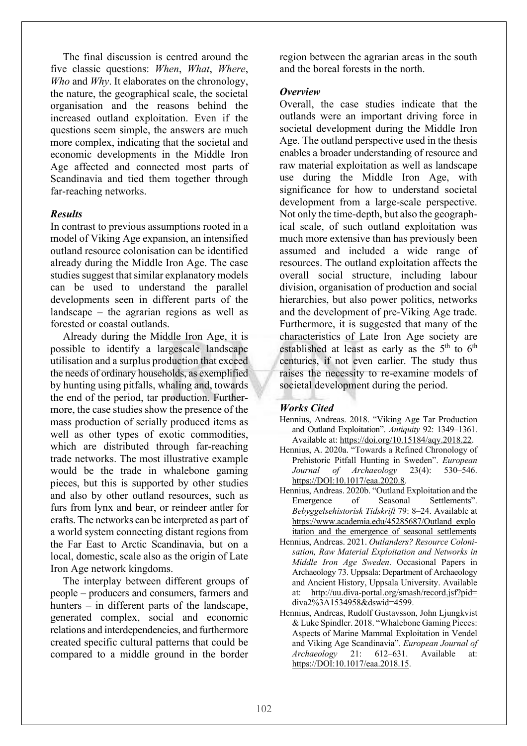The final discussion is centred around the five classic questions: *When*, *What*, *Where*, *Who* and *Why*. It elaborates on the chronology, the nature, the geographical scale, the societal organisation and the reasons behind the increased outland exploitation. Even if the questions seem simple, the answers are much more complex, indicating that the societal and economic developments in the Middle Iron Age affected and connected most parts of Scandinavia and tied them together through far-reaching networks.

### *Results*

In contrast to previous assumptions rooted in a model of Viking Age expansion, an intensified outland resource colonisation can be identified already during the Middle Iron Age. The case studies suggest that similar explanatory models can be used to understand the parallel developments seen in different parts of the landscape – the agrarian regions as well as forested or coastal outlands.

Already during the Middle Iron Age, it is possible to identify a largescale landscape utilisation and a surplus production that exceed the needs of ordinary households, as exemplified by hunting using pitfalls, whaling and, towards the end of the period, tar production. Furthermore, the case studies show the presence of the mass production of serially produced items as well as other types of exotic commodities, which are distributed through far-reaching trade networks. The most illustrative example would be the trade in whalebone gaming pieces, but this is supported by other studies and also by other outland resources, such as furs from lynx and bear, or reindeer antler for crafts. The networks can be interpreted as part of a world system connecting distant regions from the Far East to Arctic Scandinavia, but on a local, domestic, scale also as the origin of Late Iron Age network kingdoms.

The interplay between different groups of people – producers and consumers, farmers and hunters – in different parts of the landscape, generated complex, social and economic relations and interdependencies, and furthermore created specific cultural patterns that could be compared to a middle ground in the border region between the agrarian areas in the south and the boreal forests in the north.

### *Overview*

Overall, the case studies indicate that the outlands were an important driving force in societal development during the Middle Iron Age. The outland perspective used in the thesis enables a broader understanding of resource and raw material exploitation as well as landscape use during the Middle Iron Age, with significance for how to understand societal development from a large-scale perspective. Not only the time-depth, but also the geographical scale, of such outland exploitation was much more extensive than has previously been assumed and included a wide range of resources. The outland exploitation affects the overall social structure, including labour division, organisation of production and social hierarchies, but also power politics, networks and the development of pre-Viking Age trade. Furthermore, it is suggested that many of the characteristics of Late Iron Age society are established at least as early as the 5th to 6th centuries, if not even earlier. The study thus raises the necessity to re-examine models of societal development during the period.

### *Works Cited*

Hennius, Andreas. 2018. "Viking Age Tar Production and Outland Exploitation". *Antiquity* 92: 1349–1361. Available at: https://doi.org/10.15184/aqy.2018.22.

Hennius, A. 2020a. "Towards a Refined Chronology of Prehistoric Pitfall Hunting in Sweden". *European Journal of Archaeology* 23(4): 530–546. https://DOI:10.1017/eaa.2020.8.

Hennius, Andreas. 2020b. "Outland Exploitation and the Emergence of Seasonal Settlements". *Bebyggelsehistorisk Tidskrift* 79: 8–24. Available at https://www.academia.edu/45285687/Outland_exploitation_and_the_emergence_of_seasonal_settlements

Hennius, Andreas. 2021. *Outlanders? Resource Colonisation, Raw Material Exploitation and Networks in Middle Iron Age Sweden*. Occasional Papers in Archaeology 73. Uppsala: Department of Archaeology and Ancient History, Uppsala University. Available at: http://uu.diva-portal.org/smash/record.jsf?pid=diva2%3A1534958&dswid=4599.

Hennius, Andreas, Rudolf Gustavsson, John Ljungkvist & Luke Spindler. 2018. "Whalebone Gaming Pieces: Aspects of Marine Mammal Exploitation in Vendel and Viking Age Scandinavia". *European Journal of Archaeology* 21: 612–631. Available at: https://DOI:10.1017/eaa.2018.15.